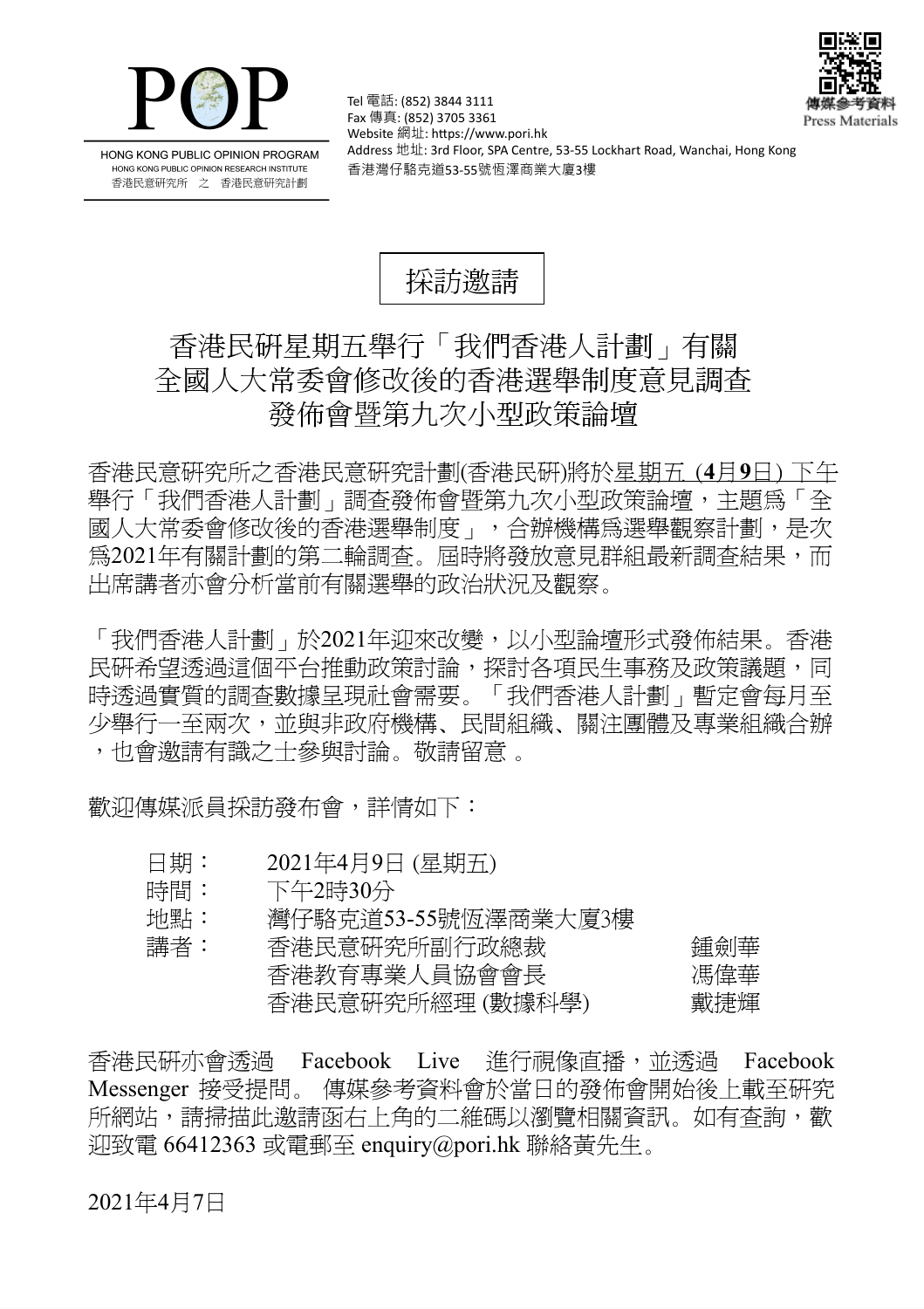POP

HONG KONG PUBLIC OPINION PROGRAM
HONG KONG PUBLIC OPINION RESEARCH INSTITUTE
香港民意研究所 之 香港民意研究計劃

Tel 電話: (852) 3844 3111
Fax 傳真: (852) 3705 3361
Website 網址: https://www.pori.hk
Address 地址: 3rd Floor, SPA Centre, 53-55 Lockhart Road, Wanchai, Hong Kong
香港灣仔駱克道53-55號恆澤商業大廈3樓

傳媒參考資料
Press Materials

# 採訪邀請

## 香港民研星期五舉行「我們香港人計劃」有關全國人大常委會修改後的香港選舉制度意見調查發佈會暨第九次小型政策論壇

香港民意研究所之香港民意研究計劃(香港民研)將於<u>星期五 (**4**月**9**日) 下午</u>舉行「我們香港人計劃」調查發佈會暨第九次小型政策論壇，主題爲「全國人大常委會修改後的香港選舉制度」，合辦機構爲選舉觀察計劃，是次爲2021年有關計劃的第二輪調查。屆時將發放意見群組最新調查結果，而出席講者亦會分析當前有關選舉的政治狀況及觀察。

「我們香港人計劃」於2021年迎來改變，以小型論壇形式發佈結果。香港民研希望透過這個平台推動政策討論，探討各項民生事務及政策議題，同時透過實質的調查數據呈現社會需要。「我們香港人計劃」暫定會每月至少舉行一至兩次，並與非政府機構、民間組織、關注團體及專業組織合辦，也會邀請有識之士參與討論。敬請留意 。

歡迎傳媒派員採訪發布會，詳情如下：

| | | |
|---|---|---|
| 日期： | 2021年4月9日 (星期五) | |
| 時間： | 下午2時30分 | |
| 地點： | 灣仔駱克道53-55號恆澤商業大廈3樓 | |
| 講者： | 香港民意研究所副行政總裁 | 鍾劍華 |
| | 香港教育專業人員協會會長 | 馮偉華 |
| | 香港民意研究所經理 (數據科學) | 戴捷輝 |

香港民研亦會透過 Facebook Live 進行視像直播，並透過 Facebook Messenger 接受提問。 傳媒參考資料會於當日的發佈會開始後上載至研究所網站，請掃描此邀請函右上角的二維碼以瀏覽相關資訊。如有查詢，歡迎致電 66412363 或電郵至 enquiry@pori.hk 聯絡黃先生。

2021年4月7日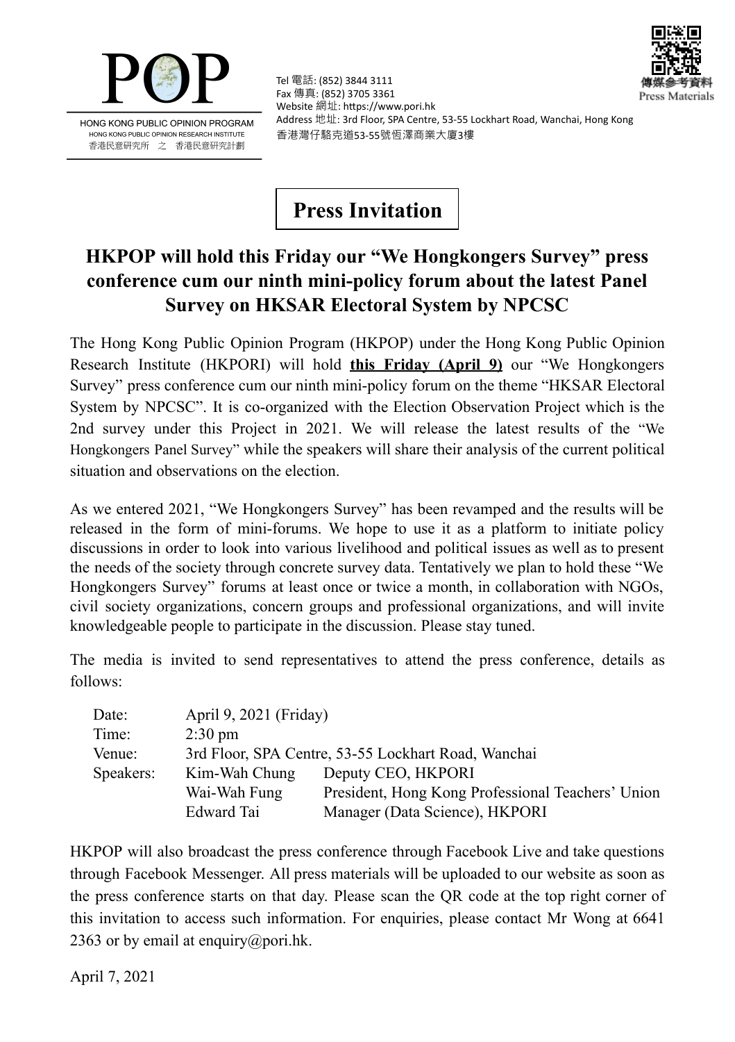POP

HONG KONG PUBLIC OPINION PROGRAM
HONG KONG PUBLIC OPINION RESEARCH INSTITUTE
香港民意研究所 之 香港民意研究計劃

Tel 電話: (852) 3844 3111
Fax 傳真: (852) 3705 3361
Website 網址: https://www.pori.hk
Address 地址: 3rd Floor, SPA Centre, 53-55 Lockhart Road, Wanchai, Hong Kong
香港灣仔駱克道53-55號恒澤商業大廈3樓

傳媒參考資料
Press Materials

# Press Invitation

## HKPOP will hold this Friday our "We Hongkongers Survey" press conference cum our ninth mini-policy forum about the latest Panel Survey on HKSAR Electoral System by NPCSC

The Hong Kong Public Opinion Program (HKPOP) under the Hong Kong Public Opinion Research Institute (HKPORI) will hold **this Friday (April 9)** our "We Hongkongers Survey" press conference cum our ninth mini-policy forum on the theme "HKSAR Electoral System by NPCSC". It is co-organized with the Election Observation Project which is the 2nd survey under this Project in 2021. We will release the latest results of the "We Hongkongers Panel Survey" while the speakers will share their analysis of the current political situation and observations on the election.

As we entered 2021, "We Hongkongers Survey" has been revamped and the results will be released in the form of mini-forums. We hope to use it as a platform to initiate policy discussions in order to look into various livelihood and political issues as well as to present the needs of the society through concrete survey data. Tentatively we plan to hold these "We Hongkongers Survey" forums at least once or twice a month, in collaboration with NGOs, civil society organizations, concern groups and professional organizations, and will invite knowledgeable people to participate in the discussion. Please stay tuned.

The media is invited to send representatives to attend the press conference, details as follows:

| | | |
|---|---|---|
| Date: | April 9, 2021 (Friday) | |
| Time: | 2:30 pm | |
| Venue: | 3rd Floor, SPA Centre, 53-55 Lockhart Road, Wanchai | |
| Speakers: | Kim-Wah Chung | Deputy CEO, HKPORI |
| | Wai-Wah Fung | President, Hong Kong Professional Teachers' Union |
| | Edward Tai | Manager (Data Science), HKPORI |

HKPOP will also broadcast the press conference through Facebook Live and take questions through Facebook Messenger. All press materials will be uploaded to our website as soon as the press conference starts on that day. Please scan the QR code at the top right corner of this invitation to access such information. For enquiries, please contact Mr Wong at 6641 2363 or by email at enquiry@pori.hk.

April 7, 2021